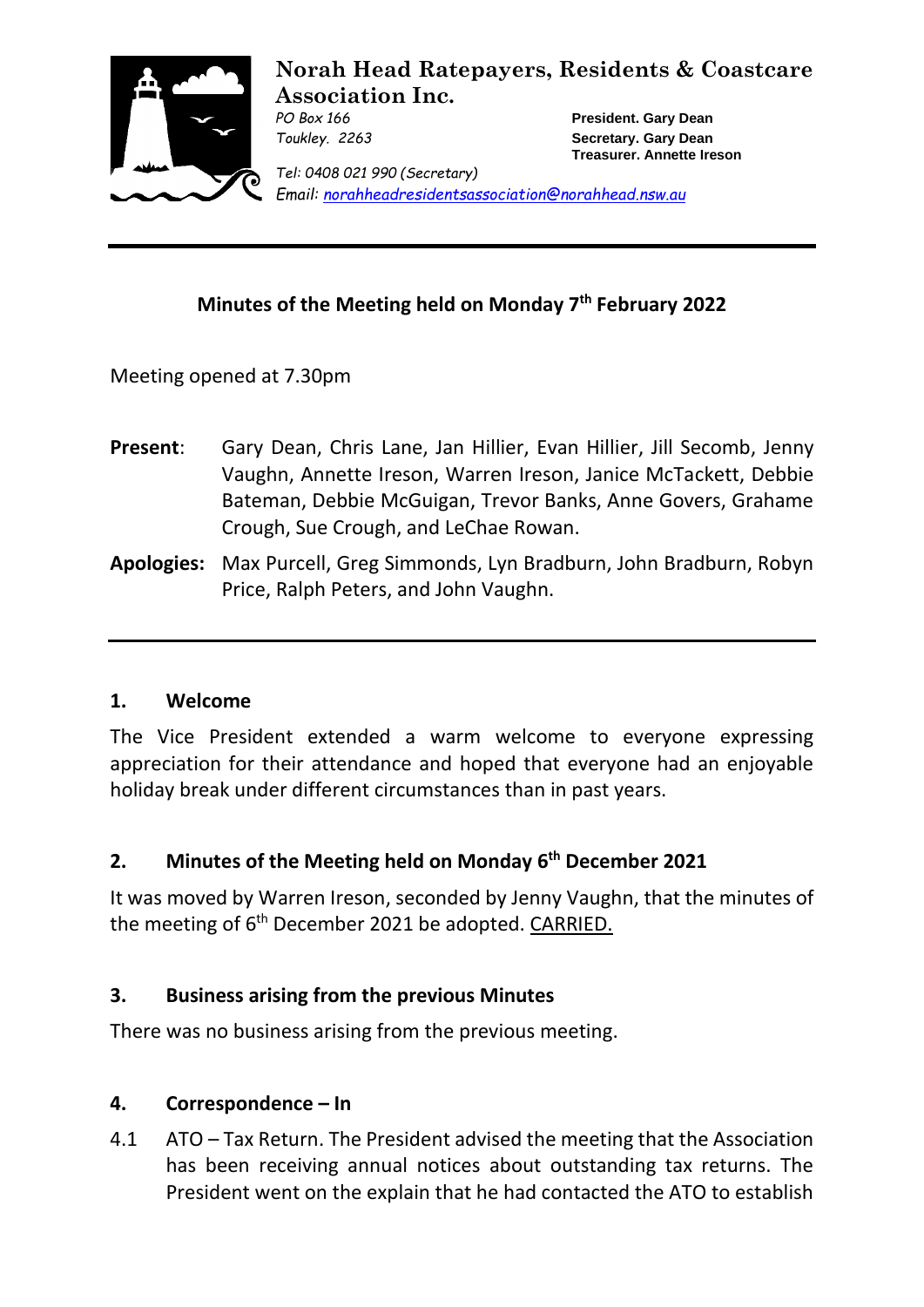# Norah Head Ratepayers, Residents & Coastcare Association Inc.

*PO Box 166*
*Toukley. 2263*

**President. Gary Dean**
**Secretary. Gary Dean**
**Treasurer. Annette Ireson**

*Tel: 0408 021 990 (Secretary)*
*Email: norahheadresidentsassociation@norahhead.nsw.au*

---

## Minutes of the Meeting held on Monday 7th February 2022

Meeting opened at 7.30pm

**Present**: Gary Dean, Chris Lane, Jan Hillier, Evan Hillier, Jill Secomb, Jenny Vaughn, Annette Ireson, Warren Ireson, Janice McTackett, Debbie Bateman, Debbie McGuigan, Trevor Banks, Anne Govers, Grahame Crough, Sue Crough, and LeChae Rowan.

**Apologies:** Max Purcell, Greg Simmonds, Lyn Bradburn, John Bradburn, Robyn Price, Ralph Peters, and John Vaughn.

---

### 1. Welcome

The Vice President extended a warm welcome to everyone expressing appreciation for their attendance and hoped that everyone had an enjoyable holiday break under different circumstances than in past years.

### 2. Minutes of the Meeting held on Monday 6th December 2021

It was moved by Warren Ireson, seconded by Jenny Vaughn, that the minutes of the meeting of 6th December 2021 be adopted. CARRIED.

### 3. Business arising from the previous Minutes

There was no business arising from the previous meeting.

### 4. Correspondence – In

4.1 ATO – Tax Return. The President advised the meeting that the Association has been receiving annual notices about outstanding tax returns. The President went on the explain that he had contacted the ATO to establish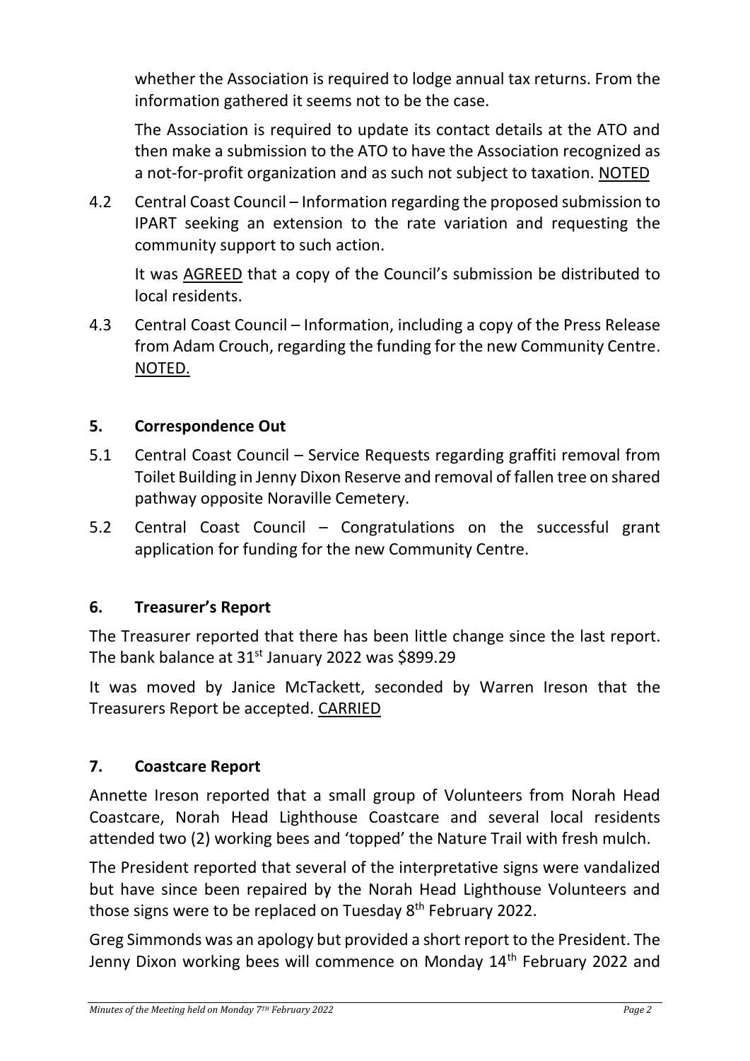whether the Association is required to lodge annual tax returns. From the information gathered it seems not to be the case.

The Association is required to update its contact details at the ATO and then make a submission to the ATO to have the Association recognized as a not-for-profit organization and as such not subject to taxation. NOTED

4.2 Central Coast Council – Information regarding the proposed submission to IPART seeking an extension to the rate variation and requesting the community support to such action.

It was AGREED that a copy of the Council's submission be distributed to local residents.

4.3 Central Coast Council – Information, including a copy of the Press Release from Adam Crouch, regarding the funding for the new Community Centre. NOTED.

## 5. Correspondence Out

5.1 Central Coast Council – Service Requests regarding graffiti removal from Toilet Building in Jenny Dixon Reserve and removal of fallen tree on shared pathway opposite Noraville Cemetery.

5.2 Central Coast Council – Congratulations on the successful grant application for funding for the new Community Centre.

## 6. Treasurer's Report

The Treasurer reported that there has been little change since the last report. The bank balance at 31st January 2022 was $899.29

It was moved by Janice McTackett, seconded by Warren Ireson that the Treasurers Report be accepted. CARRIED

## 7. Coastcare Report

Annette Ireson reported that a small group of Volunteers from Norah Head Coastcare, Norah Head Lighthouse Coastcare and several local residents attended two (2) working bees and 'topped' the Nature Trail with fresh mulch.

The President reported that several of the interpretative signs were vandalized but have since been repaired by the Norah Head Lighthouse Volunteers and those signs were to be replaced on Tuesday 8th February 2022.

Greg Simmonds was an apology but provided a short report to the President. The Jenny Dixon working bees will commence on Monday 14th February 2022 and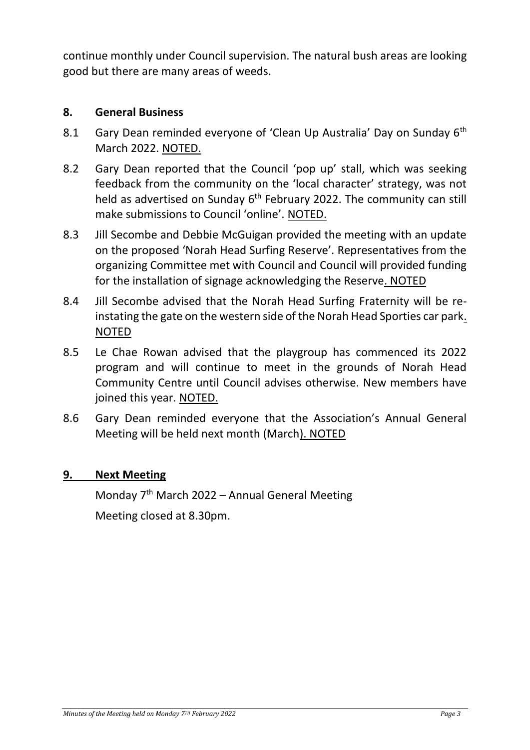continue monthly under Council supervision. The natural bush areas are looking good but there are many areas of weeds.

## 8. General Business

8.1 Gary Dean reminded everyone of 'Clean Up Australia' Day on Sunday 6th March 2022. NOTED.

8.2 Gary Dean reported that the Council 'pop up' stall, which was seeking feedback from the community on the 'local character' strategy, was not held as advertised on Sunday 6th February 2022. The community can still make submissions to Council 'online'. NOTED.

8.3 Jill Secombe and Debbie McGuigan provided the meeting with an update on the proposed 'Norah Head Surfing Reserve'. Representatives from the organizing Committee met with Council and Council will provided funding for the installation of signage acknowledging the Reserve. NOTED

8.4 Jill Secombe advised that the Norah Head Surfing Fraternity will be re-instating the gate on the western side of the Norah Head Sporties car park. NOTED

8.5 Le Chae Rowan advised that the playgroup has commenced its 2022 program and will continue to meet in the grounds of Norah Head Community Centre until Council advises otherwise. New members have joined this year. NOTED.

8.6 Gary Dean reminded everyone that the Association's Annual General Meeting will be held next month (March). NOTED

## 9. Next Meeting

Monday 7th March 2022 – Annual General Meeting

Meeting closed at 8.30pm.